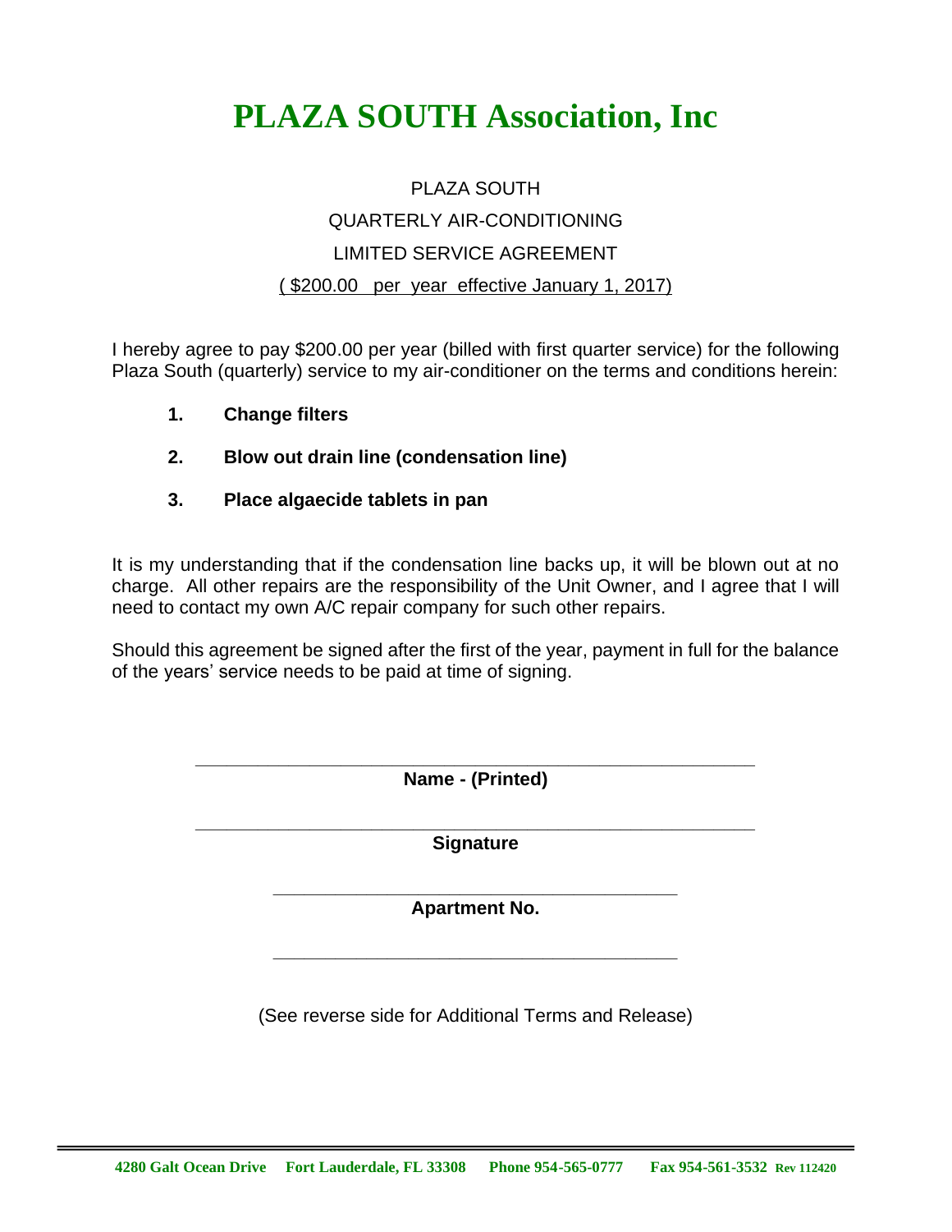# PLAZA SOUTH Association, Inc

PLAZA SOUTH

QUARTERLY AIR-CONDITIONING

LIMITED SERVICE AGREEMENT

( $200.00 per year effective January 1, 2017)

I hereby agree to pay $200.00 per year (billed with first quarter service) for the following Plaza South (quarterly) service to my air-conditioner on the terms and conditions herein:

1. **Change filters**
2. **Blow out drain line (condensation line)**
3. **Place algaecide tablets in pan**

It is my understanding that if the condensation line backs up, it will be blown out at no charge. All other repairs are the responsibility of the Unit Owner, and I agree that I will need to contact my own A/C repair company for such other repairs.

Should this agreement be signed after the first of the year, payment in full for the balance of the years' service needs to be paid at time of signing.

\_\_\_\_\_\_\_\_\_\_\_\_\_\_\_\_\_\_\_\_\_\_\_\_\_\_\_\_\_\_\_\_\_\_\_\_\_\_\_\_

**Name - (Printed)**

\_\_\_\_\_\_\_\_\_\_\_\_\_\_\_\_\_\_\_\_\_\_\_\_\_\_\_\_\_\_\_\_\_\_\_\_\_\_\_\_

**Signature**

\_\_\_\_\_\_\_\_\_\_\_\_\_\_\_\_\_\_\_\_\_\_\_\_\_\_\_\_\_\_\_\_

**Apartment No.**

\_\_\_\_\_\_\_\_\_\_\_\_\_\_\_\_\_\_\_\_\_\_\_\_\_\_\_\_\_\_\_\_

(See reverse side for Additional Terms and Release)

**4280 Galt Ocean Drive Fort Lauderdale, FL 33308 Phone 954-565-0777 Fax 954-561-3532** Rev 112420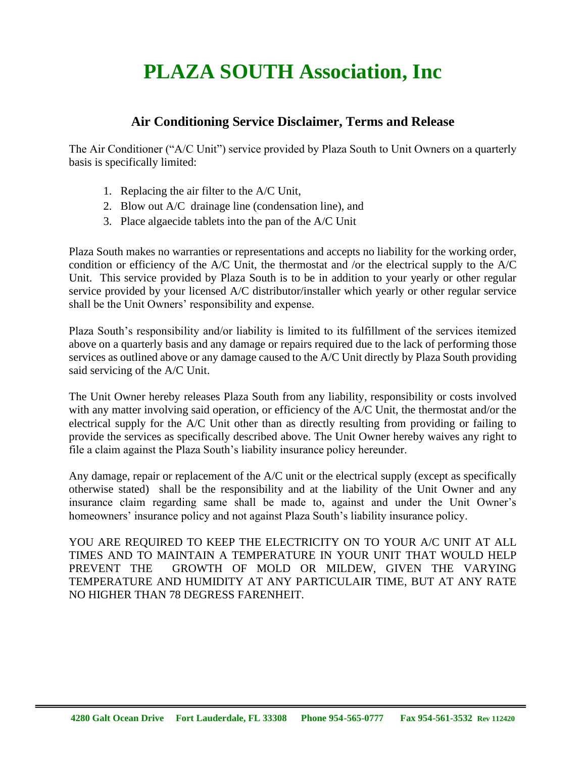# PLAZA SOUTH Association, Inc

## Air Conditioning Service Disclaimer, Terms and Release

The Air Conditioner ("A/C Unit") service provided by Plaza South to Unit Owners on a quarterly basis is specifically limited:

1. Replacing the air filter to the A/C Unit,
2. Blow out A/C drainage line (condensation line), and
3. Place algaecide tablets into the pan of the A/C Unit

Plaza South makes no warranties or representations and accepts no liability for the working order, condition or efficiency of the A/C Unit, the thermostat and /or the electrical supply to the A/C Unit. This service provided by Plaza South is to be in addition to your yearly or other regular service provided by your licensed A/C distributor/installer which yearly or other regular service shall be the Unit Owners' responsibility and expense.

Plaza South's responsibility and/or liability is limited to its fulfillment of the services itemized above on a quarterly basis and any damage or repairs required due to the lack of performing those services as outlined above or any damage caused to the A/C Unit directly by Plaza South providing said servicing of the A/C Unit.

The Unit Owner hereby releases Plaza South from any liability, responsibility or costs involved with any matter involving said operation, or efficiency of the A/C Unit, the thermostat and/or the electrical supply for the A/C Unit other than as directly resulting from providing or failing to provide the services as specifically described above. The Unit Owner hereby waives any right to file a claim against the Plaza South's liability insurance policy hereunder.

Any damage, repair or replacement of the A/C unit or the electrical supply (except as specifically otherwise stated) shall be the responsibility and at the liability of the Unit Owner and any insurance claim regarding same shall be made to, against and under the Unit Owner's homeowners' insurance policy and not against Plaza South's liability insurance policy.

YOU ARE REQUIRED TO KEEP THE ELECTRICITY ON TO YOUR A/C UNIT AT ALL TIMES AND TO MAINTAIN A TEMPERATURE IN YOUR UNIT THAT WOULD HELP PREVENT THE GROWTH OF MOLD OR MILDEW, GIVEN THE VARYING TEMPERATURE AND HUMIDITY AT ANY PARTICULAIR TIME, BUT AT ANY RATE NO HIGHER THAN 78 DEGRESS FARENHEIT.

**4280 Galt Ocean Drive Fort Lauderdale, FL 33308 Phone 954-565-0777 Fax 954-561-3532 Rev 112420**